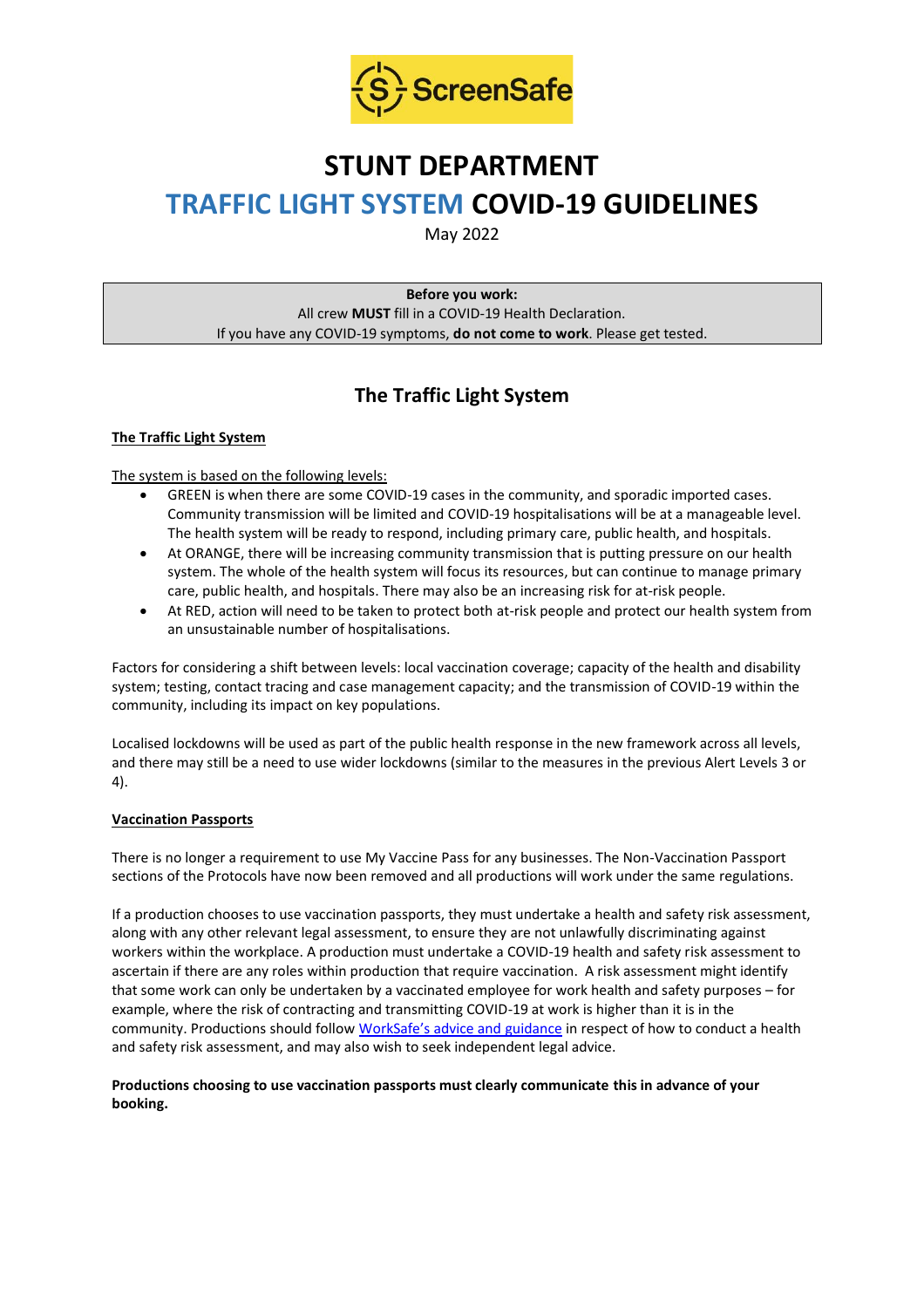ScreenSafe

# STUNT DEPARTMENT

# TRAFFIC LIGHT SYSTEM COVID-19 GUIDELINES

May 2022

**Before you work:**
All crew **MUST** fill in a COVID-19 Health Declaration.
If you have any COVID-19 symptoms, **do not come to work**. Please get tested.

## The Traffic Light System

**The Traffic Light System**

The system is based on the following levels:

- GREEN is when there are some COVID-19 cases in the community, and sporadic imported cases. Community transmission will be limited and COVID-19 hospitalisations will be at a manageable level. The health system will be ready to respond, including primary care, public health, and hospitals.
- At ORANGE, there will be increasing community transmission that is putting pressure on our health system. The whole of the health system will focus its resources, but can continue to manage primary care, public health, and hospitals. There may also be an increasing risk for at-risk people.
- At RED, action will need to be taken to protect both at-risk people and protect our health system from an unsustainable number of hospitalisations.

Factors for considering a shift between levels: local vaccination coverage; capacity of the health and disability system; testing, contact tracing and case management capacity; and the transmission of COVID-19 within the community, including its impact on key populations.

Localised lockdowns will be used as part of the public health response in the new framework across all levels, and there may still be a need to use wider lockdowns (similar to the measures in the previous Alert Levels 3 or 4).

**Vaccination Passports**

There is no longer a requirement to use My Vaccine Pass for any businesses. The Non-Vaccination Passport sections of the Protocols have now been removed and all productions will work under the same regulations.

If a production chooses to use vaccination passports, they must undertake a health and safety risk assessment, along with any other relevant legal assessment, to ensure they are not unlawfully discriminating against workers within the workplace. A production must undertake a COVID-19 health and safety risk assessment to ascertain if there are any roles within production that require vaccination. A risk assessment might identify that some work can only be undertaken by a vaccinated employee for work health and safety purposes – for example, where the risk of contracting and transmitting COVID-19 at work is higher than it is in the community. Productions should follow WorkSafe's advice and guidance in respect of how to conduct a health and safety risk assessment, and may also wish to seek independent legal advice.

**Productions choosing to use vaccination passports must clearly communicate this in advance of your booking.**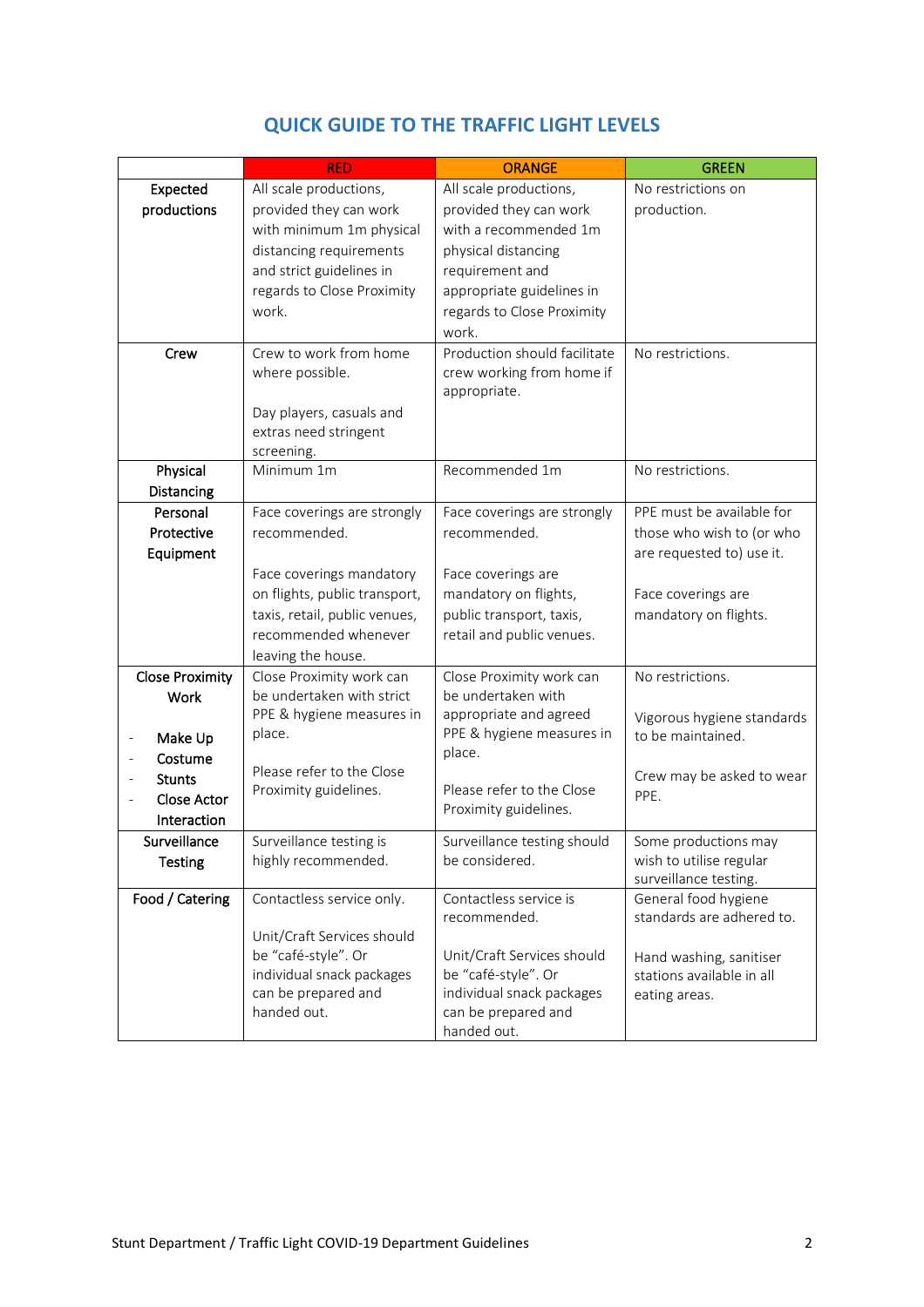## QUICK GUIDE TO THE TRAFFIC LIGHT LEVELS

| | RED | ORANGE | GREEN |
|---|---|---|---|
| **Expected productions** | All scale productions, provided they can work with minimum 1m physical distancing requirements and strict guidelines in regards to Close Proximity work. | All scale productions, provided they can work with a recommended 1m physical distancing requirement and appropriate guidelines in regards to Close Proximity work. | No restrictions on production. |
| **Crew** | Crew to work from home where possible.<br><br>Day players, casuals and extras need stringent screening. | Production should facilitate crew working from home if appropriate. | No restrictions. |
| **Physical Distancing** | Minimum 1m | Recommended 1m | No restrictions. |
| **Personal Protective Equipment** | Face coverings are strongly recommended.<br><br>Face coverings mandatory on flights, public transport, taxis, retail, public venues, recommended whenever leaving the house. | Face coverings are strongly recommended.<br><br>Face coverings are mandatory on flights, public transport, taxis, retail and public venues. | PPE must be available for those who wish to (or who are requested to) use it.<br><br>Face coverings are mandatory on flights. |
| **Close Proximity Work**<br><br>- **Make Up**<br>- **Costume**<br>- **Stunts**<br>- **Close Actor Interaction** | Close Proximity work can be undertaken with strict PPE & hygiene measures in place.<br><br>Please refer to the Close Proximity guidelines. | Close Proximity work can be undertaken with appropriate and agreed PPE & hygiene measures in place.<br><br>Please refer to the Close Proximity guidelines. | No restrictions.<br><br>Vigorous hygiene standards to be maintained.<br><br>Crew may be asked to wear PPE. |
| **Surveillance Testing** | Surveillance testing is highly recommended. | Surveillance testing should be considered. | Some productions may wish to utilise regular surveillance testing. |
| **Food / Catering** | Contactless service only.<br><br>Unit/Craft Services should be "café-style". Or individual snack packages can be prepared and handed out. | Contactless service is recommended.<br><br>Unit/Craft Services should be "café-style". Or individual snack packages can be prepared and handed out. | General food hygiene standards are adhered to.<br><br>Hand washing, sanitiser stations available in all eating areas. |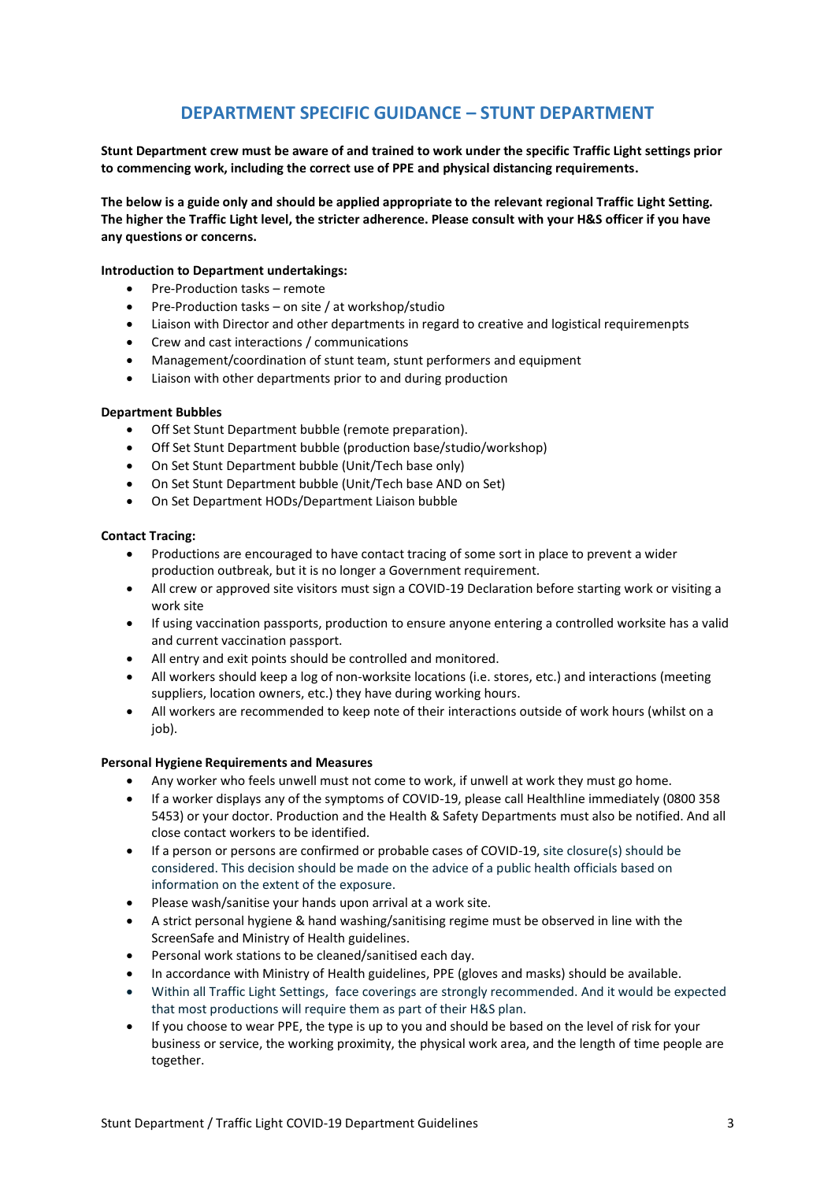# DEPARTMENT SPECIFIC GUIDANCE – STUNT DEPARTMENT

**Stunt Department crew must be aware of and trained to work under the specific Traffic Light settings prior to commencing work, including the correct use of PPE and physical distancing requirements.**

**The below is a guide only and should be applied appropriate to the relevant regional Traffic Light Setting. The higher the Traffic Light level, the stricter adherence. Please consult with your H&S officer if you have any questions or concerns.**

**Introduction to Department undertakings:**

- Pre-Production tasks – remote
- Pre-Production tasks – on site / at workshop/studio
- Liaison with Director and other departments in regard to creative and logistical requiremenpts
- Crew and cast interactions / communications
- Management/coordination of stunt team, stunt performers and equipment
- Liaison with other departments prior to and during production

**Department Bubbles**

- Off Set Stunt Department bubble (remote preparation).
- Off Set Stunt Department bubble (production base/studio/workshop)
- On Set Stunt Department bubble (Unit/Tech base only)
- On Set Stunt Department bubble (Unit/Tech base AND on Set)
- On Set Department HODs/Department Liaison bubble

**Contact Tracing:**

- Productions are encouraged to have contact tracing of some sort in place to prevent a wider production outbreak, but it is no longer a Government requirement.
- All crew or approved site visitors must sign a COVID-19 Declaration before starting work or visiting a work site
- If using vaccination passports, production to ensure anyone entering a controlled worksite has a valid and current vaccination passport.
- All entry and exit points should be controlled and monitored.
- All workers should keep a log of non-worksite locations (i.e. stores, etc.) and interactions (meeting suppliers, location owners, etc.) they have during working hours.
- All workers are recommended to keep note of their interactions outside of work hours (whilst on a job).

**Personal Hygiene Requirements and Measures**

- Any worker who feels unwell must not come to work, if unwell at work they must go home.
- If a worker displays any of the symptoms of COVID-19, please call Healthline immediately (0800 358 5453) or your doctor. Production and the Health & Safety Departments must also be notified. And all close contact workers to be identified.
- If a person or persons are confirmed or probable cases of COVID-19, site closure(s) should be considered. This decision should be made on the advice of a public health officials based on information on the extent of the exposure.
- Please wash/sanitise your hands upon arrival at a work site.
- A strict personal hygiene & hand washing/sanitising regime must be observed in line with the ScreenSafe and Ministry of Health guidelines.
- Personal work stations to be cleaned/sanitised each day.
- In accordance with Ministry of Health guidelines, PPE (gloves and masks) should be available.
- Within all Traffic Light Settings, face coverings are strongly recommended. And it would be expected that most productions will require them as part of their H&S plan.
- If you choose to wear PPE, the type is up to you and should be based on the level of risk for your business or service, the working proximity, the physical work area, and the length of time people are together.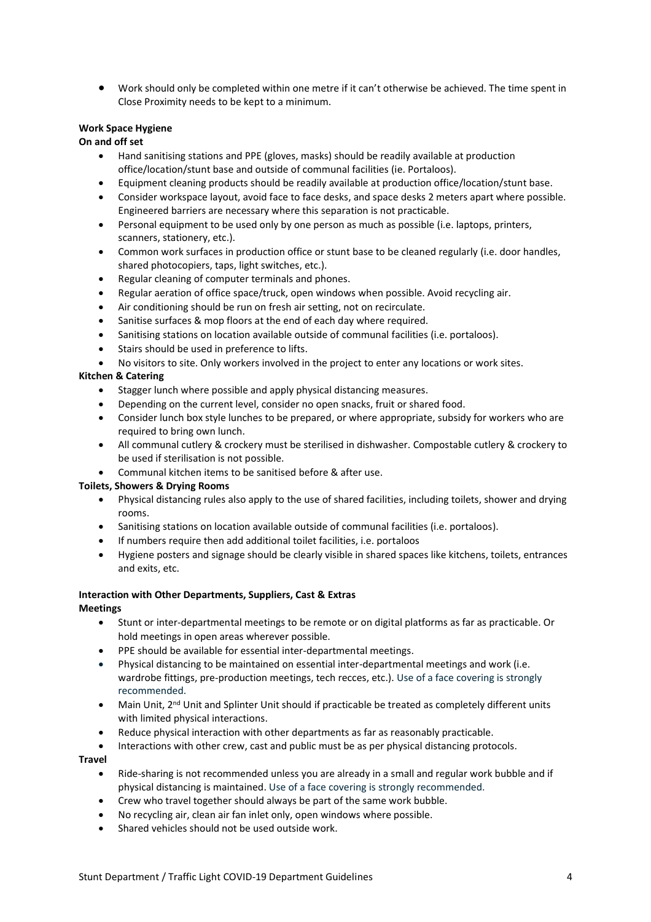- Work should only be completed within one metre if it can't otherwise be achieved. The time spent in Close Proximity needs to be kept to a minimum.

**Work Space Hygiene**

**On and off set**

- Hand sanitising stations and PPE (gloves, masks) should be readily available at production office/location/stunt base and outside of communal facilities (ie. Portaloos).
- Equipment cleaning products should be readily available at production office/location/stunt base.
- Consider workspace layout, avoid face to face desks, and space desks 2 meters apart where possible. Engineered barriers are necessary where this separation is not practicable.
- Personal equipment to be used only by one person as much as possible (i.e. laptops, printers, scanners, stationery, etc.).
- Common work surfaces in production office or stunt base to be cleaned regularly (i.e. door handles, shared photocopiers, taps, light switches, etc.).
- Regular cleaning of computer terminals and phones.
- Regular aeration of office space/truck, open windows when possible. Avoid recycling air.
- Air conditioning should be run on fresh air setting, not on recirculate.
- Sanitise surfaces & mop floors at the end of each day where required.
- Sanitising stations on location available outside of communal facilities (i.e. portaloos).
- Stairs should be used in preference to lifts.
- No visitors to site. Only workers involved in the project to enter any locations or work sites.

**Kitchen & Catering**

- Stagger lunch where possible and apply physical distancing measures.
- Depending on the current level, consider no open snacks, fruit or shared food.
- Consider lunch box style lunches to be prepared, or where appropriate, subsidy for workers who are required to bring own lunch.
- All communal cutlery & crockery must be sterilised in dishwasher. Compostable cutlery & crockery to be used if sterilisation is not possible.
- Communal kitchen items to be sanitised before & after use.

**Toilets, Showers & Drying Rooms**

- Physical distancing rules also apply to the use of shared facilities, including toilets, shower and drying rooms.
- Sanitising stations on location available outside of communal facilities (i.e. portaloos).
- If numbers require then add additional toilet facilities, i.e. portaloos
- Hygiene posters and signage should be clearly visible in shared spaces like kitchens, toilets, entrances and exits, etc.

**Interaction with Other Departments, Suppliers, Cast & Extras**

**Meetings**

- Stunt or inter-departmental meetings to be remote or on digital platforms as far as practicable. Or hold meetings in open areas wherever possible.
- PPE should be available for essential inter-departmental meetings.
- Physical distancing to be maintained on essential inter-departmental meetings and work (i.e. wardrobe fittings, pre-production meetings, tech recces, etc.). Use of a face covering is strongly recommended.
- Main Unit, 2nd Unit and Splinter Unit should if practicable be treated as completely different units with limited physical interactions.
- Reduce physical interaction with other departments as far as reasonably practicable.
- Interactions with other crew, cast and public must be as per physical distancing protocols.

**Travel**

- Ride-sharing is not recommended unless you are already in a small and regular work bubble and if physical distancing is maintained. Use of a face covering is strongly recommended.
- Crew who travel together should always be part of the same work bubble.
- No recycling air, clean air fan inlet only, open windows where possible.
- Shared vehicles should not be used outside work.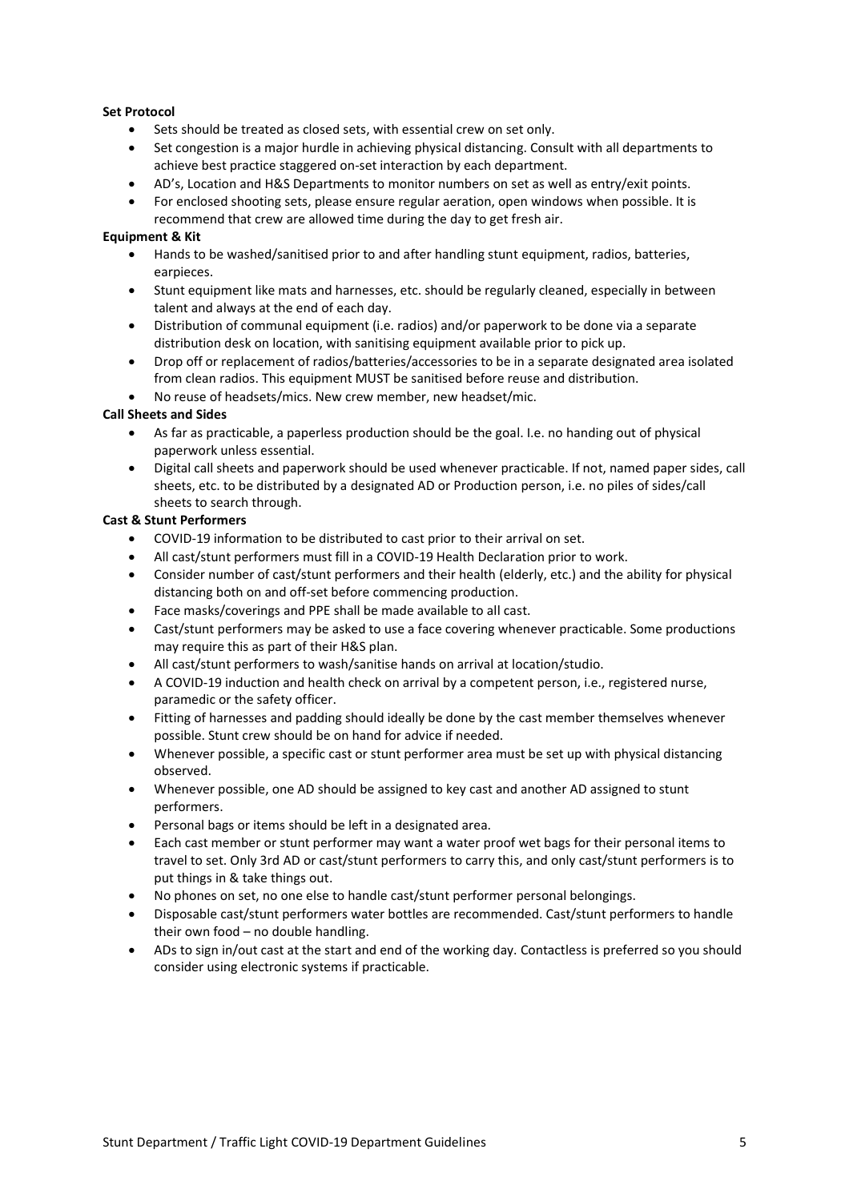**Set Protocol**

- Sets should be treated as closed sets, with essential crew on set only.
- Set congestion is a major hurdle in achieving physical distancing. Consult with all departments to achieve best practice staggered on-set interaction by each department.
- AD's, Location and H&S Departments to monitor numbers on set as well as entry/exit points.
- For enclosed shooting sets, please ensure regular aeration, open windows when possible. It is recommend that crew are allowed time during the day to get fresh air.

**Equipment & Kit**

- Hands to be washed/sanitised prior to and after handling stunt equipment, radios, batteries, earpieces.
- Stunt equipment like mats and harnesses, etc. should be regularly cleaned, especially in between talent and always at the end of each day.
- Distribution of communal equipment (i.e. radios) and/or paperwork to be done via a separate distribution desk on location, with sanitising equipment available prior to pick up.
- Drop off or replacement of radios/batteries/accessories to be in a separate designated area isolated from clean radios. This equipment MUST be sanitised before reuse and distribution.
- No reuse of headsets/mics. New crew member, new headset/mic.

**Call Sheets and Sides**

- As far as practicable, a paperless production should be the goal. I.e. no handing out of physical paperwork unless essential.
- Digital call sheets and paperwork should be used whenever practicable. If not, named paper sides, call sheets, etc. to be distributed by a designated AD or Production person, i.e. no piles of sides/call sheets to search through.

**Cast & Stunt Performers**

- COVID-19 information to be distributed to cast prior to their arrival on set.
- All cast/stunt performers must fill in a COVID-19 Health Declaration prior to work.
- Consider number of cast/stunt performers and their health (elderly, etc.) and the ability for physical distancing both on and off-set before commencing production.
- Face masks/coverings and PPE shall be made available to all cast.
- Cast/stunt performers may be asked to use a face covering whenever practicable. Some productions may require this as part of their H&S plan.
- All cast/stunt performers to wash/sanitise hands on arrival at location/studio.
- A COVID-19 induction and health check on arrival by a competent person, i.e., registered nurse, paramedic or the safety officer.
- Fitting of harnesses and padding should ideally be done by the cast member themselves whenever possible. Stunt crew should be on hand for advice if needed.
- Whenever possible, a specific cast or stunt performer area must be set up with physical distancing observed.
- Whenever possible, one AD should be assigned to key cast and another AD assigned to stunt performers.
- Personal bags or items should be left in a designated area.
- Each cast member or stunt performer may want a water proof wet bags for their personal items to travel to set. Only 3rd AD or cast/stunt performers to carry this, and only cast/stunt performers is to put things in & take things out.
- No phones on set, no one else to handle cast/stunt performer personal belongings.
- Disposable cast/stunt performers water bottles are recommended. Cast/stunt performers to handle their own food – no double handling.
- ADs to sign in/out cast at the start and end of the working day. Contactless is preferred so you should consider using electronic systems if practicable.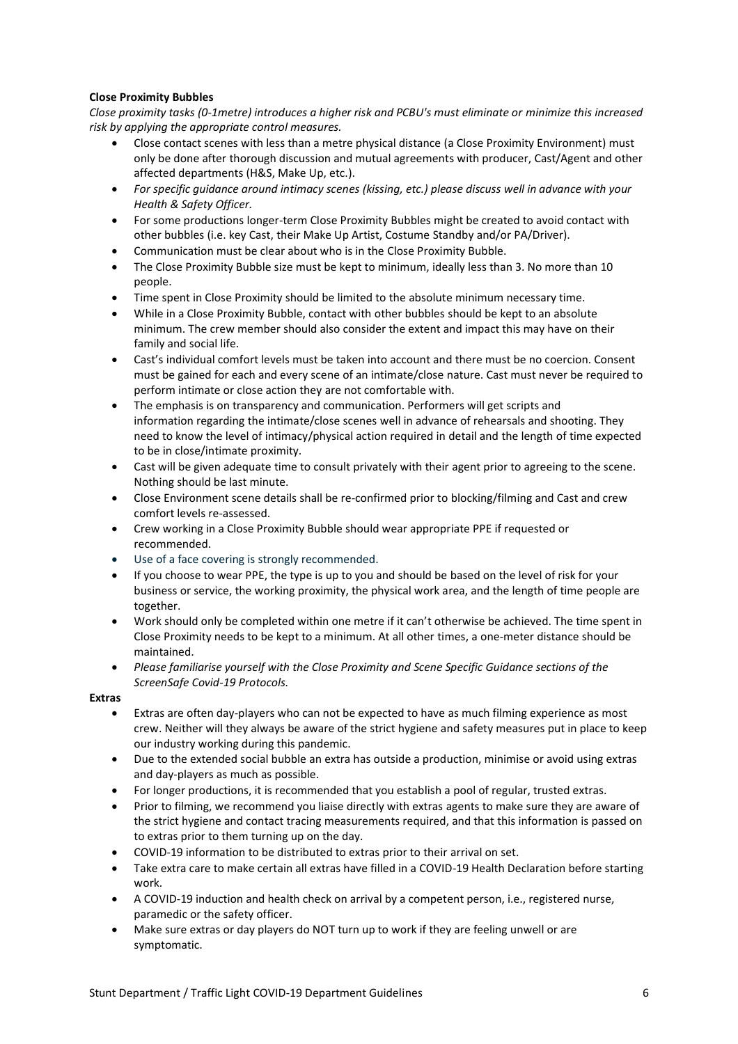**Close Proximity Bubbles**

*Close proximity tasks (0-1metre) introduces a higher risk and PCBU's must eliminate or minimize this increased risk by applying the appropriate control measures.*

- Close contact scenes with less than a metre physical distance (a Close Proximity Environment) must only be done after thorough discussion and mutual agreements with producer, Cast/Agent and other affected departments (H&S, Make Up, etc.).
- *For specific guidance around intimacy scenes (kissing, etc.) please discuss well in advance with your Health & Safety Officer.*
- For some productions longer-term Close Proximity Bubbles might be created to avoid contact with other bubbles (i.e. key Cast, their Make Up Artist, Costume Standby and/or PA/Driver).
- Communication must be clear about who is in the Close Proximity Bubble.
- The Close Proximity Bubble size must be kept to minimum, ideally less than 3. No more than 10 people.
- Time spent in Close Proximity should be limited to the absolute minimum necessary time.
- While in a Close Proximity Bubble, contact with other bubbles should be kept to an absolute minimum. The crew member should also consider the extent and impact this may have on their family and social life.
- Cast's individual comfort levels must be taken into account and there must be no coercion. Consent must be gained for each and every scene of an intimate/close nature. Cast must never be required to perform intimate or close action they are not comfortable with.
- The emphasis is on transparency and communication. Performers will get scripts and information regarding the intimate/close scenes well in advance of rehearsals and shooting. They need to know the level of intimacy/physical action required in detail and the length of time expected to be in close/intimate proximity.
- Cast will be given adequate time to consult privately with their agent prior to agreeing to the scene. Nothing should be last minute.
- Close Environment scene details shall be re-confirmed prior to blocking/filming and Cast and crew comfort levels re-assessed.
- Crew working in a Close Proximity Bubble should wear appropriate PPE if requested or recommended.
- Use of a face covering is strongly recommended.
- If you choose to wear PPE, the type is up to you and should be based on the level of risk for your business or service, the working proximity, the physical work area, and the length of time people are together.
- Work should only be completed within one metre if it can't otherwise be achieved. The time spent in Close Proximity needs to be kept to a minimum. At all other times, a one-meter distance should be maintained.
- *Please familiarise yourself with the Close Proximity and Scene Specific Guidance sections of the ScreenSafe Covid-19 Protocols.*

**Extras**

- Extras are often day-players who can not be expected to have as much filming experience as most crew. Neither will they always be aware of the strict hygiene and safety measures put in place to keep our industry working during this pandemic.
- Due to the extended social bubble an extra has outside a production, minimise or avoid using extras and day-players as much as possible.
- For longer productions, it is recommended that you establish a pool of regular, trusted extras.
- Prior to filming, we recommend you liaise directly with extras agents to make sure they are aware of the strict hygiene and contact tracing measurements required, and that this information is passed on to extras prior to them turning up on the day.
- COVID-19 information to be distributed to extras prior to their arrival on set.
- Take extra care to make certain all extras have filled in a COVID-19 Health Declaration before starting work.
- A COVID-19 induction and health check on arrival by a competent person, i.e., registered nurse, paramedic or the safety officer.
- Make sure extras or day players do NOT turn up to work if they are feeling unwell or are symptomatic.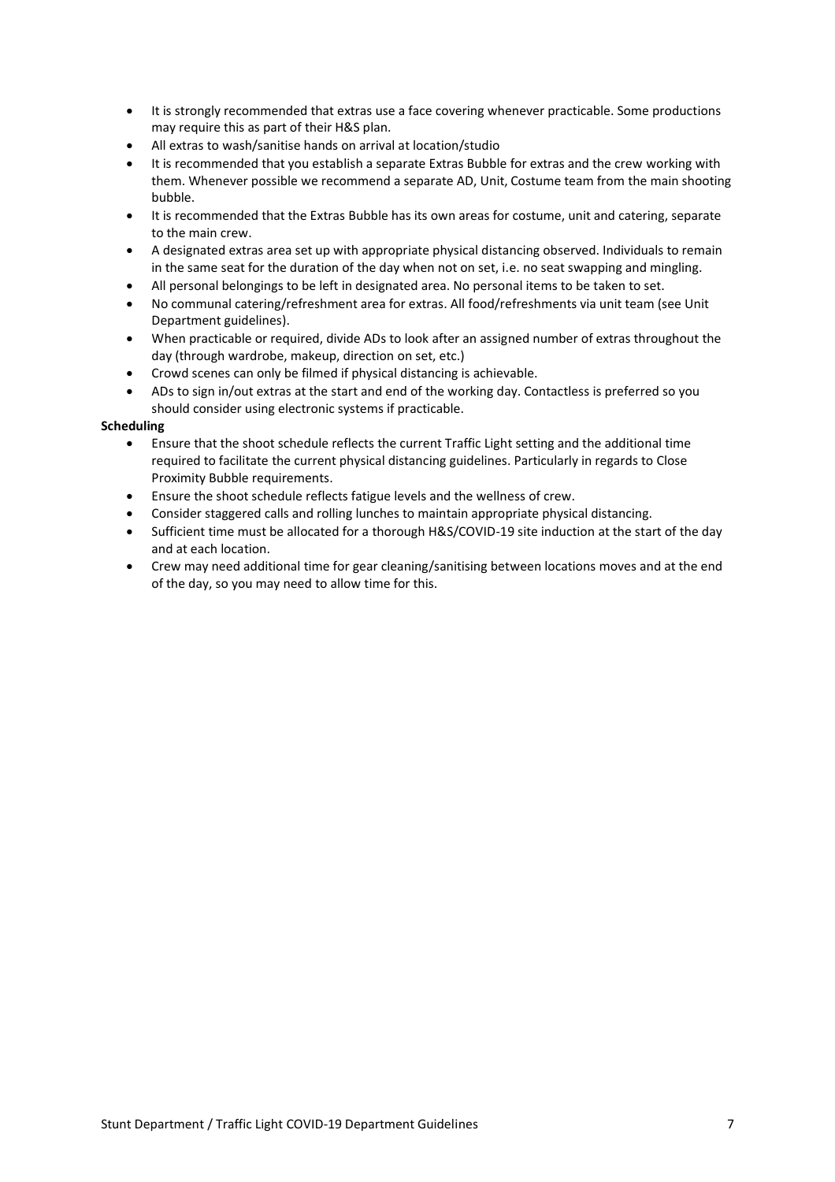- It is strongly recommended that extras use a face covering whenever practicable. Some productions may require this as part of their H&S plan.
- All extras to wash/sanitise hands on arrival at location/studio
- It is recommended that you establish a separate Extras Bubble for extras and the crew working with them. Whenever possible we recommend a separate AD, Unit, Costume team from the main shooting bubble.
- It is recommended that the Extras Bubble has its own areas for costume, unit and catering, separate to the main crew.
- A designated extras area set up with appropriate physical distancing observed. Individuals to remain in the same seat for the duration of the day when not on set, i.e. no seat swapping and mingling.
- All personal belongings to be left in designated area. No personal items to be taken to set.
- No communal catering/refreshment area for extras. All food/refreshments via unit team (see Unit Department guidelines).
- When practicable or required, divide ADs to look after an assigned number of extras throughout the day (through wardrobe, makeup, direction on set, etc.)
- Crowd scenes can only be filmed if physical distancing is achievable.
- ADs to sign in/out extras at the start and end of the working day. Contactless is preferred so you should consider using electronic systems if practicable.

**Scheduling**

- Ensure that the shoot schedule reflects the current Traffic Light setting and the additional time required to facilitate the current physical distancing guidelines. Particularly in regards to Close Proximity Bubble requirements.
- Ensure the shoot schedule reflects fatigue levels and the wellness of crew.
- Consider staggered calls and rolling lunches to maintain appropriate physical distancing.
- Sufficient time must be allocated for a thorough H&S/COVID-19 site induction at the start of the day and at each location.
- Crew may need additional time for gear cleaning/sanitising between locations moves and at the end of the day, so you may need to allow time for this.